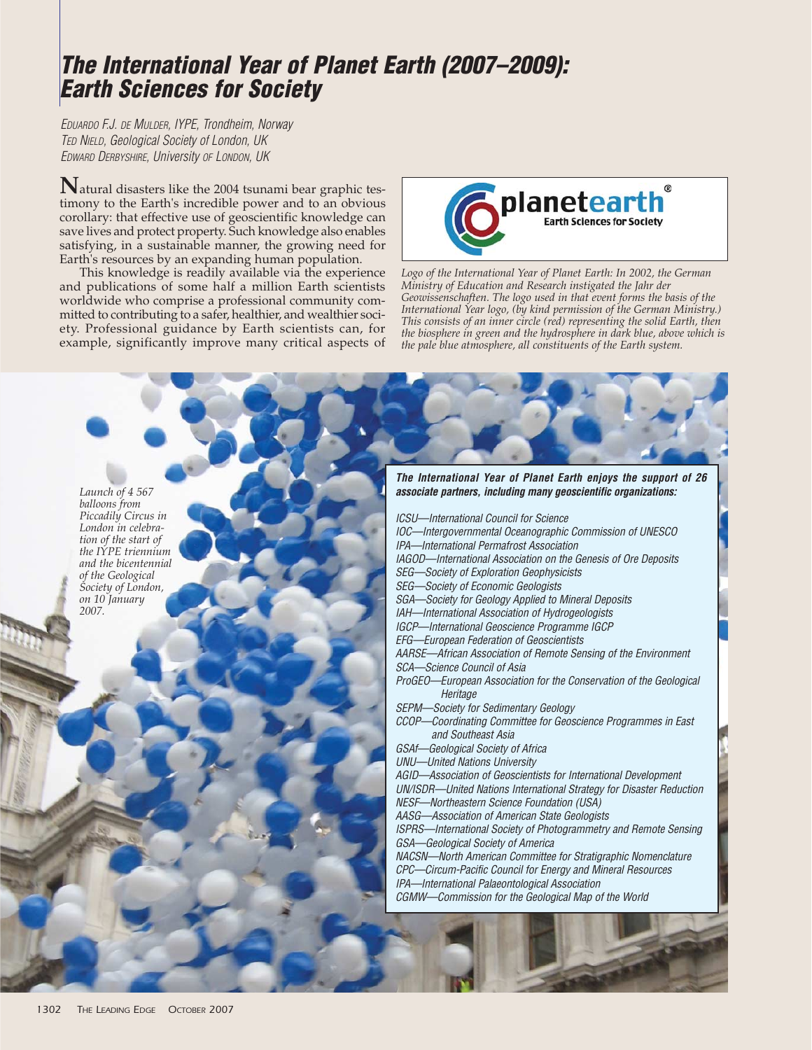# *The International Year of Planet Earth (2007–2009): Earth Sciences for Society*

EDUARDO F.J. DE MULDER, IYPE, Trondheim, Norway
TED NIELD, Geological Society of London, UK
EDWARD DERBYSHIRE, University OF LONDON, UK

Natural disasters like the 2004 tsunami bear graphic testimony to the Earth's incredible power and to an obvious corollary: that effective use of geoscientific knowledge can save lives and protect property. Such knowledge also enables satisfying, in a sustainable manner, the growing need for Earth's resources by an expanding human population.

This knowledge is readily available via the experience and publications of some half a million Earth scientists worldwide who comprise a professional community committed to contributing to a safer, healthier, and wealthier society. Professional guidance by Earth scientists can, for example, significantly improve many critical aspects of

*Logo of the International Year of Planet Earth: In 2002, the German Ministry of Education and Research instigated the Jahr der Geowissenschaften. The logo used in that event forms the basis of the International Year logo, (by kind permission of the German Ministry.) This consists of an inner circle (red) representing the solid Earth, then the biosphere in green and the hydrosphere in dark blue, above which is the pale blue atmosphere, all constituents of the Earth system.*

*Launch of 4 567 balloons from Piccadily Circus in London in celebration of the start of the IYPE triennium and the bicentennial of the Geological Society of London, on 10 January 2007.*

***The International Year of Planet Earth enjoys the support of 26 associate partners, including many geoscientific organizations:***

*ICSU—International Council for Science*
*IOC—Intergovernmental Oceanographic Commission of UNESCO*
*IPA—International Permafrost Association*
*IAGOD—International Association on the Genesis of Ore Deposits*
*SEG—Society of Exploration Geophysicists*
*SEG—Society of Economic Geologists*
*SGA—Society for Geology Applied to Mineral Deposits*
*IAH—International Association of Hydrogeologists*
*IGCP—International Geoscience Programme IGCP*
*EFG—European Federation of Geoscientists*
*AARSE—African Association of Remote Sensing of the Environment*
*SCA—Science Council of Asia*
*ProGEO—European Association for the Conservation of the Geological Heritage*
*SEPM—Society for Sedimentary Geology*
*CCOP—Coordinating Committee for Geoscience Programmes in East and Southeast Asia*
*GSAf—Geological Society of Africa*
*UNU—United Nations University*
*AGID—Association of Geoscientists for International Development*
*UN/ISDR—United Nations International Strategy for Disaster Reduction*
*NESF—Northeastern Science Foundation (USA)*
*AASG—Association of American State Geologists*
*ISPRS—International Society of Photogrammetry and Remote Sensing*
*GSA—Geological Society of America*
*NACSN—North American Committee for Stratigraphic Nomenclature*
*CPC—Circum-Pacific Council for Energy and Mineral Resources*
*IPA—International Palaeontological Association*
*CGMW—Commission for the Geological Map of the World*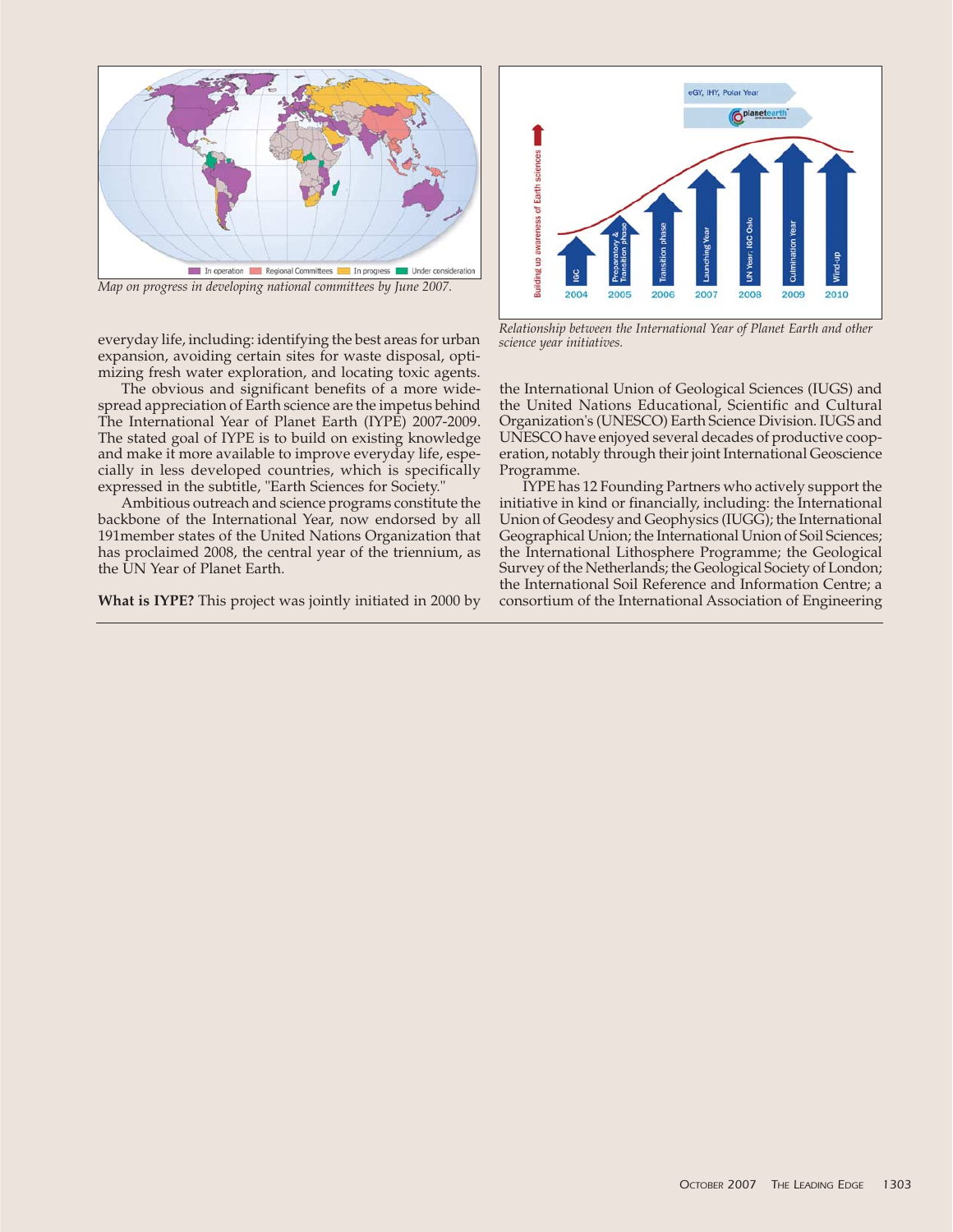*Map on progress in developing national committees by June 2007.*

*Relationship between the International Year of Planet Earth and other science year initiatives.*

everyday life, including: identifying the best areas for urban expansion, avoiding certain sites for waste disposal, optimizing fresh water exploration, and locating toxic agents.

The obvious and significant benefits of a more widespread appreciation of Earth science are the impetus behind The International Year of Planet Earth (IYPE) 2007-2009. The stated goal of IYPE is to build on existing knowledge and make it more available to improve everyday life, especially in less developed countries, which is specifically expressed in the subtitle, "Earth Sciences for Society."

Ambitious outreach and science programs constitute the backbone of the International Year, now endorsed by all 191member states of the United Nations Organization that has proclaimed 2008, the central year of the triennium, as the UN Year of Planet Earth.

**What is IYPE?** This project was jointly initiated in 2000 by the International Union of Geological Sciences (IUGS) and the United Nations Educational, Scientific and Cultural Organization's (UNESCO) Earth Science Division. IUGS and UNESCO have enjoyed several decades of productive cooperation, notably through their joint International Geoscience Programme.

IYPE has 12 Founding Partners who actively support the initiative in kind or financially, including: the International Union of Geodesy and Geophysics (IUGG); the International Geographical Union; the International Union of Soil Sciences; the International Lithosphere Programme; the Geological Survey of the Netherlands; the Geological Society of London; the International Soil Reference and Information Centre; a consortium of the International Association of Engineering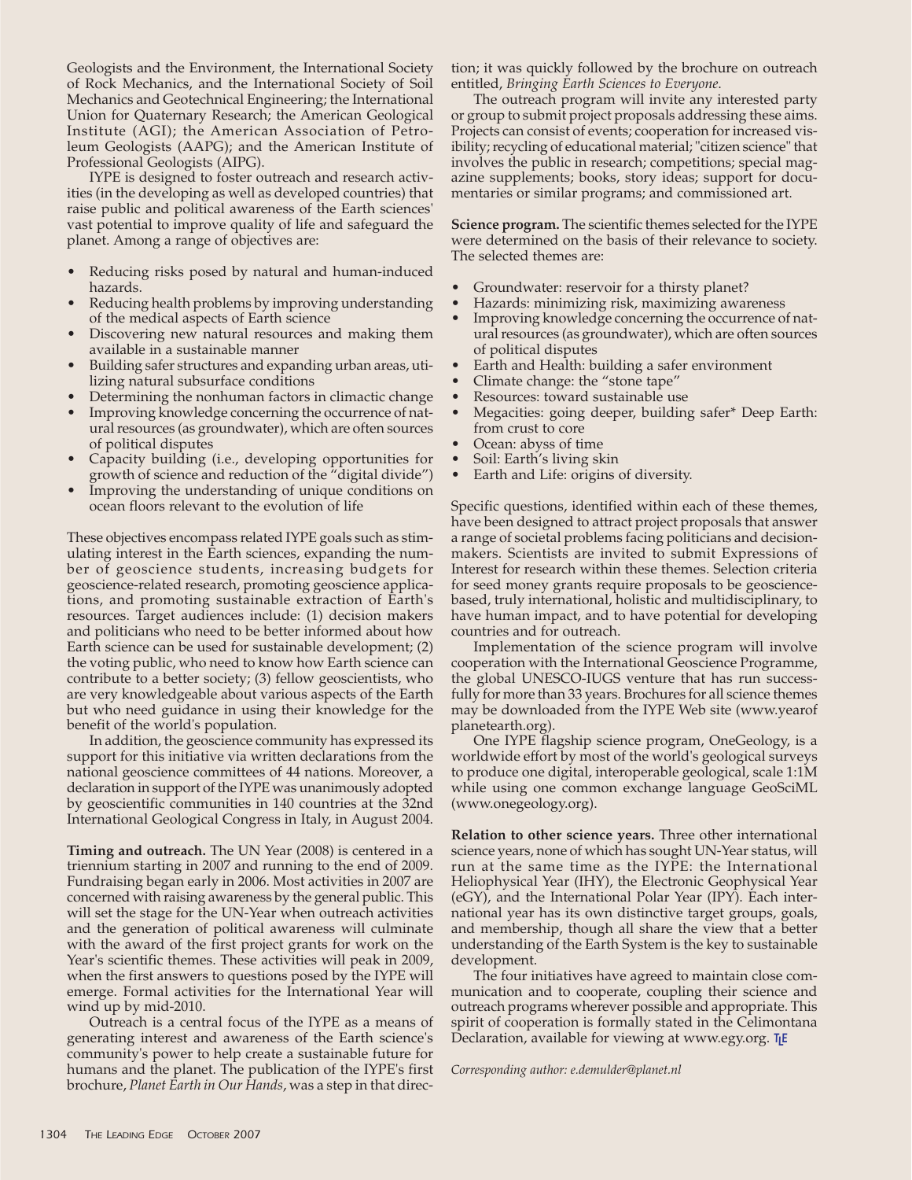Geologists and the Environment, the International Society of Rock Mechanics, and the International Society of Soil Mechanics and Geotechnical Engineering; the International Union for Quaternary Research; the American Geological Institute (AGI); the American Association of Petroleum Geologists (AAPG); and the American Institute of Professional Geologists (AIPG).

IYPE is designed to foster outreach and research activities (in the developing as well as developed countries) that raise public and political awareness of the Earth sciences' vast potential to improve quality of life and safeguard the planet. Among a range of objectives are:

- Reducing risks posed by natural and human-induced hazards.
- Reducing health problems by improving understanding of the medical aspects of Earth science
- Discovering new natural resources and making them available in a sustainable manner
- Building safer structures and expanding urban areas, utilizing natural subsurface conditions
- Determining the nonhuman factors in climactic change
- Improving knowledge concerning the occurrence of natural resources (as groundwater), which are often sources of political disputes
- Capacity building (i.e., developing opportunities for growth of science and reduction of the "digital divide")
- Improving the understanding of unique conditions on ocean floors relevant to the evolution of life

These objectives encompass related IYPE goals such as stimulating interest in the Earth sciences, expanding the number of geoscience students, increasing budgets for geoscience-related research, promoting geoscience applications, and promoting sustainable extraction of Earth's resources. Target audiences include: (1) decision makers and politicians who need to be better informed about how Earth science can be used for sustainable development; (2) the voting public, who need to know how Earth science can contribute to a better society; (3) fellow geoscientists, who are very knowledgeable about various aspects of the Earth but who need guidance in using their knowledge for the benefit of the world's population.

In addition, the geoscience community has expressed its support for this initiative via written declarations from the national geoscience committees of 44 nations. Moreover, a declaration in support of the IYPE was unanimously adopted by geoscientific communities in 140 countries at the 32nd International Geological Congress in Italy, in August 2004.

**Timing and outreach.** The UN Year (2008) is centered in a triennium starting in 2007 and running to the end of 2009. Fundraising began early in 2006. Most activities in 2007 are concerned with raising awareness by the general public. This will set the stage for the UN-Year when outreach activities and the generation of political awareness will culminate with the award of the first project grants for work on the Year's scientific themes. These activities will peak in 2009, when the first answers to questions posed by the IYPE will emerge. Formal activities for the International Year will wind up by mid-2010.

Outreach is a central focus of the IYPE as a means of generating interest and awareness of the Earth science's community's power to help create a sustainable future for humans and the planet. The publication of the IYPE's first brochure, *Planet Earth in Our Hands*, was a step in that direction; it was quickly followed by the brochure on outreach entitled, *Bringing Earth Sciences to Everyone*.

The outreach program will invite any interested party or group to submit project proposals addressing these aims. Projects can consist of events; cooperation for increased visibility; recycling of educational material; "citizen science" that involves the public in research; competitions; special magazine supplements; books, story ideas; support for documentaries or similar programs; and commissioned art.

**Science program.** The scientific themes selected for the IYPE were determined on the basis of their relevance to society. The selected themes are:

- Groundwater: reservoir for a thirsty planet?
- Hazards: minimizing risk, maximizing awareness
- Improving knowledge concerning the occurrence of natural resources (as groundwater), which are often sources of political disputes
- Earth and Health: building a safer environment
- Climate change: the "stone tape"
- Resources: toward sustainable use
- Megacities: going deeper, building safer* Deep Earth: from crust to core
- Ocean: abyss of time
- Soil: Earth's living skin
- Earth and Life: origins of diversity.

Specific questions, identified within each of these themes, have been designed to attract project proposals that answer a range of societal problems facing politicians and decision-makers. Scientists are invited to submit Expressions of Interest for research within these themes. Selection criteria for seed money grants require proposals to be geoscience-based, truly international, holistic and multidisciplinary, to have human impact, and to have potential for developing countries and for outreach.

Implementation of the science program will involve cooperation with the International Geoscience Programme, the global UNESCO-IUGS venture that has run successfully for more than 33 years. Brochures for all science themes may be downloaded from the IYPE Web site (www.yearofplanetearth.org).

One IYPE flagship science program, OneGeology, is a worldwide effort by most of the world's geological surveys to produce one digital, interoperable geological, scale 1:1M while using one common exchange language GeoSciML (www.onegeology.org).

**Relation to other science years.** Three other international science years, none of which has sought UN-Year status, will run at the same time as the IYPE: the International Heliophysical Year (IHY), the Electronic Geophysical Year (eGY), and the International Polar Year (IPY). Each international year has its own distinctive target groups, goals, and membership, though all share the view that a better understanding of the Earth System is the key to sustainable development.

The four initiatives have agreed to maintain close communication and to cooperate, coupling their science and outreach programs wherever possible and appropriate. This spirit of cooperation is formally stated in the Celimontana Declaration, available for viewing at www.egy.org.

*Corresponding author: e.demulder@planet.nl*